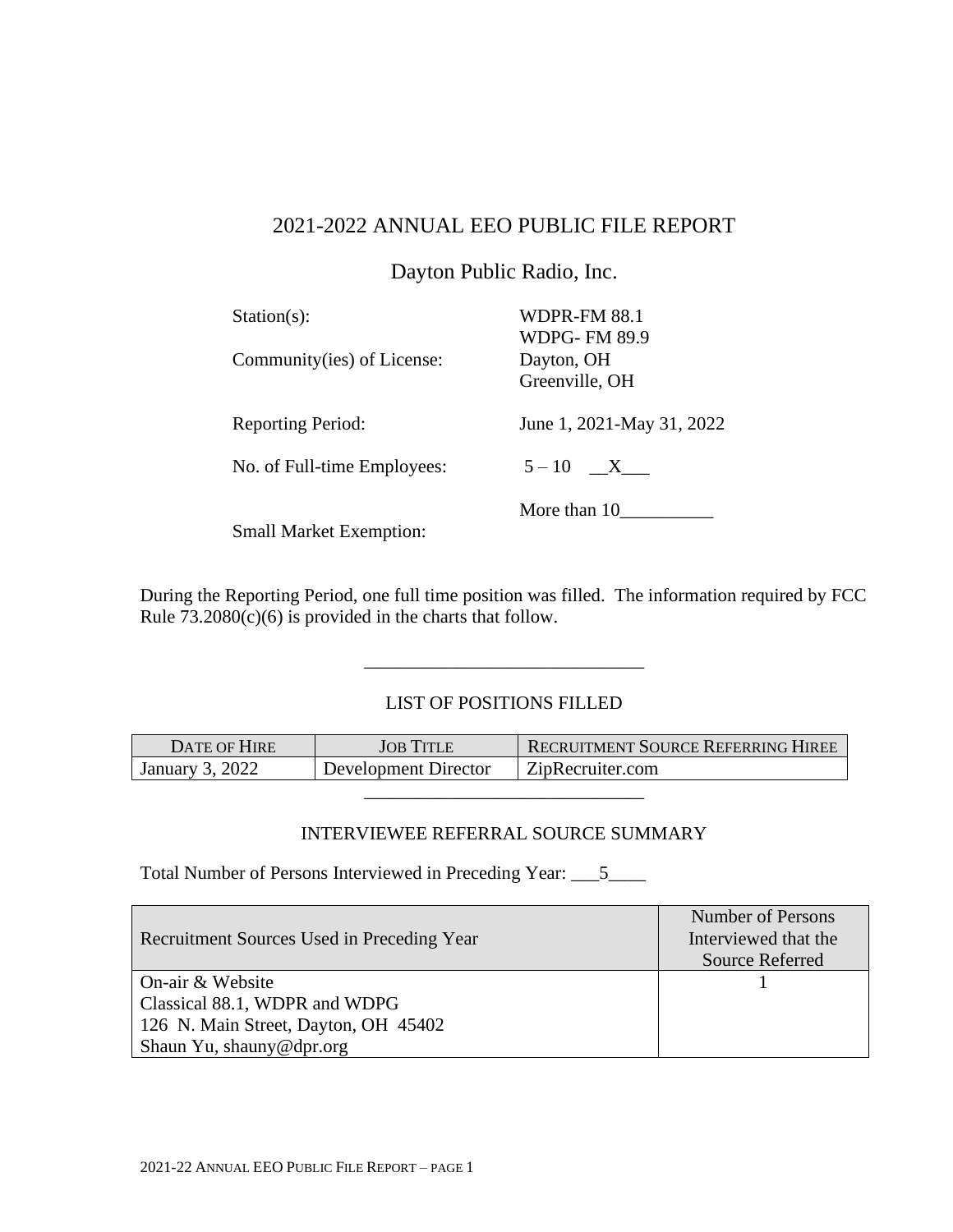# 2021-2022 ANNUAL EEO PUBLIC FILE REPORT

## Dayton Public Radio, Inc.

| | |
|---|---|
| Station(s): | WDPR-FM 88.1<br>WDPG- FM 89.9 |
| Community(ies) of License: | Dayton, OH<br>Greenville, OH |
| Reporting Period: | June 1, 2021-May 31, 2022 |
| No. of Full-time Employees: | 5 – 10 \_\_X\_\_\_ |
| | More than 10\_\_\_\_\_\_\_\_\_\_ |
| Small Market Exemption: | |

During the Reporting Period, one full time position was filled. The information required by FCC Rule 73.2080(c)(6) is provided in the charts that follow.

---

### LIST OF POSITIONS FILLED

| DATE OF HIRE | JOB TITLE | RECRUITMENT SOURCE REFERRING HIREE |
|---|---|---|
| January 3, 2022 | Development Director | ZipRecruiter.com |

---

### INTERVIEWEE REFERRAL SOURCE SUMMARY

Total Number of Persons Interviewed in Preceding Year: \_\_\_5\_\_\_\_

| Recruitment Sources Used in Preceding Year | Number of Persons Interviewed that the Source Referred |
|---|---|
| On-air & Website<br>Classical 88.1, WDPR and WDPG<br>126 N. Main Street, Dayton, OH 45402<br>Shaun Yu, shauny@dpr.org | 1 |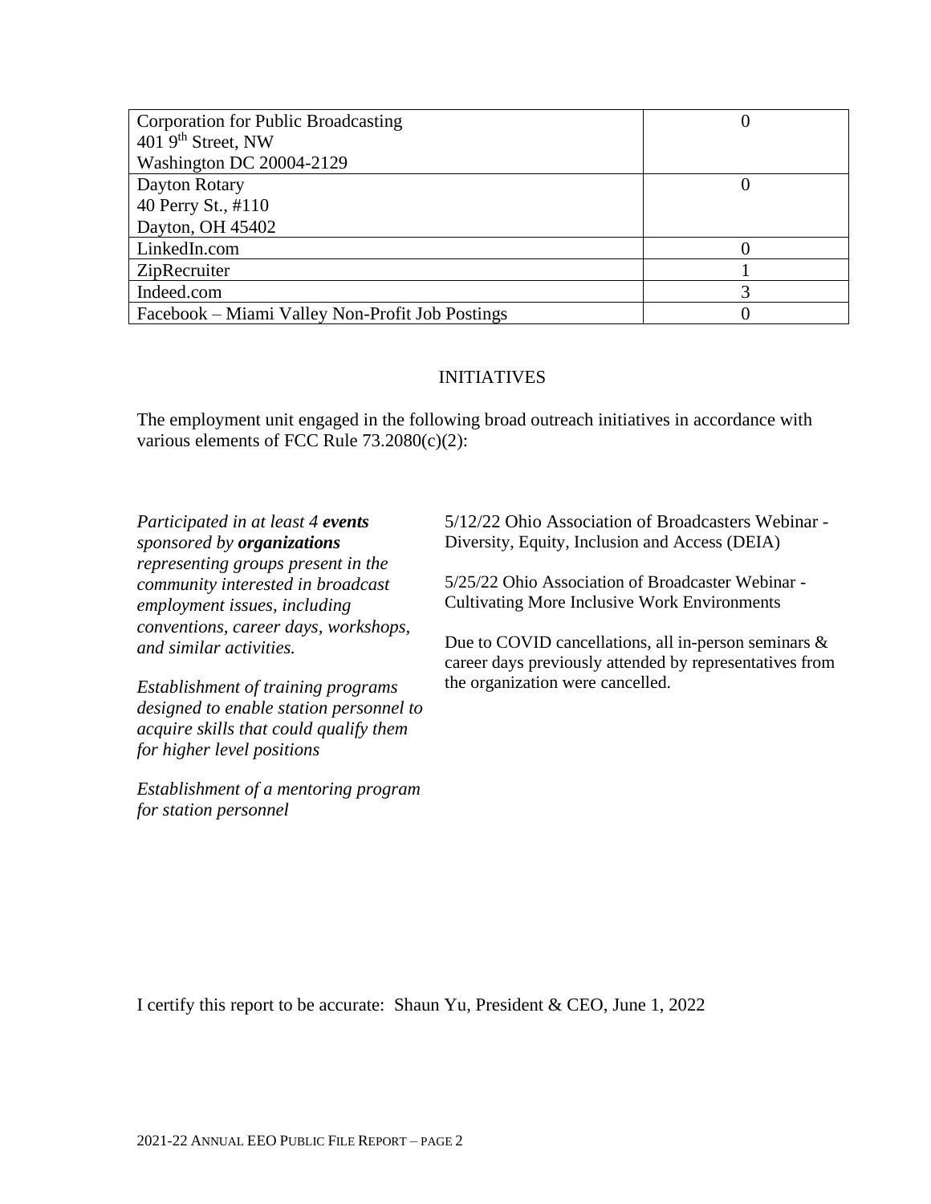| | |
|---|---|
| Corporation for Public Broadcasting<br>401 9th Street, NW<br>Washington DC 20004-2129 | 0 |
| Dayton Rotary<br>40 Perry St., #110<br>Dayton, OH 45402 | 0 |
| LinkedIn.com | 0 |
| ZipRecruiter | 1 |
| Indeed.com | 3 |
| Facebook – Miami Valley Non-Profit Job Postings | 0 |

## INITIATIVES

The employment unit engaged in the following broad outreach initiatives in accordance with various elements of FCC Rule 73.2080(c)(2):

| | |
|---|---|
| *Participated in at least 4* ***events*** *sponsored by* ***organizations*** *representing groups present in the community interested in broadcast employment issues, including conventions, career days, workshops, and similar activities.* | 5/12/22 Ohio Association of Broadcasters Webinar - Diversity, Equity, Inclusion and Access (DEIA)<br><br>5/25/22 Ohio Association of Broadcaster Webinar - Cultivating More Inclusive Work Environments<br><br>Due to COVID cancellations, all in-person seminars & career days previously attended by representatives from the organization were cancelled. |
| *Establishment of training programs designed to enable station personnel to acquire skills that could qualify them for higher level positions* | |
| *Establishment of a mentoring program for station personnel* | |

I certify this report to be accurate: Shaun Yu, President & CEO, June 1, 2022